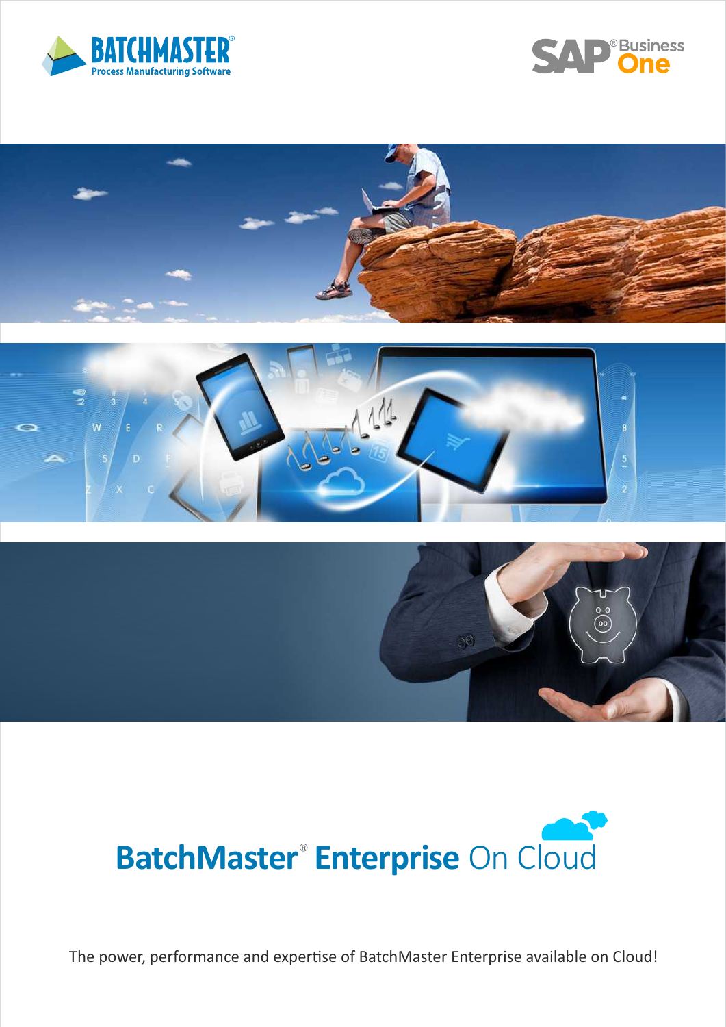BATCHMASTER®
Process Manufacturing Software

SAP® Business One

# BatchMaster® Enterprise On Cloud

The power, performance and expertise of BatchMaster Enterprise available on Cloud!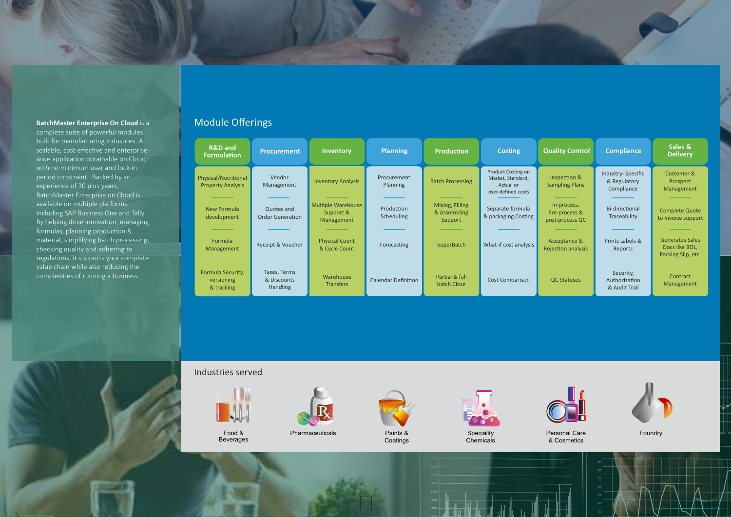**BatchMaster Enterprise On Cloud** is a complete suite of powerful modules built for manufacturing industries. A scalable, cost-effective and enterprise-wide application obtainable on Cloud with no minimum user and lock-in period constraint. Backed by an experience of 30 plus years, BatchMaster Enterprise on Cloud is available on multiple platforms including SAP Business One and Tally. By helping drive innovation, managing formulas, planning production & material, simplifying batch processing, checking quality and adhering to regulations, it supports your complete value chain while also reducing the complexities of running a business.

## Module Offerings

| R&D and Formulation | Procurement | Inventory | Planning | Production | Costing | Quality Control | Compliance | Sales & Delivery |
|---|---|---|---|---|---|---|---|---|
| Physical/Nutritional Property Analysis | Vendor Management | Inventory Analysis | Procurement Planning | Batch Processing | Product Costing on Market, Standard, Actual or user-defined costs | Inspection & Sampling Plans | Industry- Specific & Regulatory Compliance | Customer & Prospect Management |
| New Formula development | Quotes and Order Generation | Multiple Warehouse Support & Management | Production Scheduling | Mixing, Filling & Assembling Support | Separate formula & packaging Costing | In-process, Pre-process & post-process QC | Bi-directional Traceability | Complete Quote to Invoice support |
| Formula Management | Receipt & Voucher | Physical Count & Cycle Count | Forecasting | SuperBatch | What-if cost analysis | Acceptance & Rejection analysis | Prints Labels & Reports | Generates Sales Docs like BOL, Packing Slip, etc. |
| Formula Security, versioning & tracking | Taxes, Terms & Discounts Handling | Warehouse Transfers | Calendar Definition | Partial & full batch Close | Cost Comparison | QC Statuses | Security, Authorization & Audit Trail | Contract Management |

## Industries served

- Food & Beverages
- Pharmaceuticals
- Paints & Coatings
- Speciality Chemicals
- Personal Care & Cosmetics
- Foundry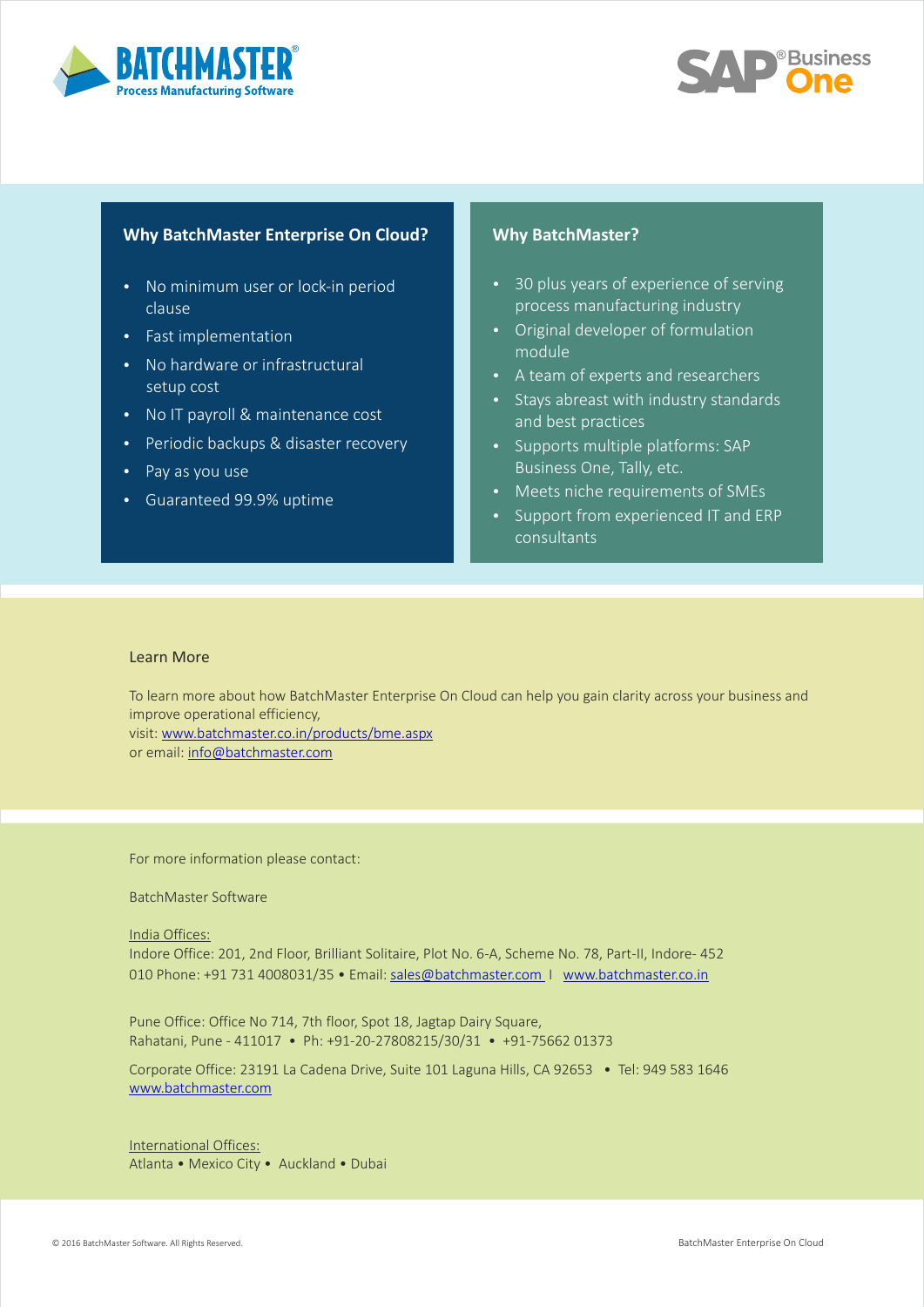## Why BatchMaster Enterprise On Cloud?

- No minimum user or lock-in period clause
- Fast implementation
- No hardware or infrastructural setup cost
- No IT payroll & maintenance cost
- Periodic backups & disaster recovery
- Pay as you use
- Guaranteed 99.9% uptime

## Why BatchMaster?

- 30 plus years of experience of serving process manufacturing industry
- Original developer of formulation module
- A team of experts and researchers
- Stays abreast with industry standards and best practices
- Supports multiple platforms: SAP Business One, Tally, etc.
- Meets niche requirements of SMEs
- Support from experienced IT and ERP consultants

### Learn More

To learn more about how BatchMaster Enterprise On Cloud can help you gain clarity across your business and improve operational efficiency,
visit: www.batchmaster.co.in/products/bme.aspx
or email: info@batchmaster.com

For more information please contact:

BatchMaster Software

India Offices:
Indore Office: 201, 2nd Floor, Brilliant Solitaire, Plot No. 6-A, Scheme No. 78, Part-II, Indore- 452 010 Phone: +91 731 4008031/35 • Email: sales@batchmaster.com I www.batchmaster.co.in

Pune Office: Office No 714, 7th floor, Spot 18, Jagtap Dairy Square,
Rahatani, Pune - 411017 • Ph: +91-20-27808215/30/31 • +91-75662 01373

Corporate Office: 23191 La Cadena Drive, Suite 101 Laguna Hills, CA 92653 • Tel: 949 583 1646
www.batchmaster.com

International Offices:
Atlanta • Mexico City • Auckland • Dubai

© 2016 BatchMaster Software. All Rights Reserved.